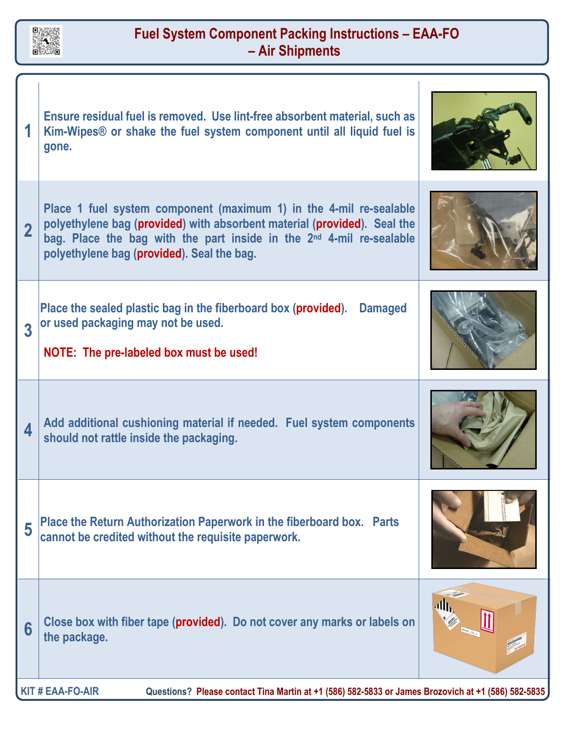# Fuel System Component Packing Instructions – EAA-FO – Air Shipments

| Step | Instructions |
|---|---|
| 1 | Ensure residual fuel is removed. Use lint-free absorbent material, such as Kim-Wipes® or shake the fuel system component until all liquid fuel is gone. |
| 2 | Place 1 fuel system component (maximum 1) in the 4-mil re-sealable polyethylene bag (**provided**) with absorbent material (**provided**). Seal the bag. Place the bag with the part inside in the 2nd 4-mil re-sealable polyethylene bag (**provided**). Seal the bag. |
| 3 | Place the sealed plastic bag in the fiberboard box (**provided**). Damaged or used packaging may not be used. **NOTE: The pre-labeled box must be used!** |
| 4 | Add additional cushioning material if needed. Fuel system components should not rattle inside the packaging. |
| 5 | Place the Return Authorization Paperwork in the fiberboard box. Parts cannot be credited without the requisite paperwork. |
| 6 | Close box with fiber tape (**provided**). Do not cover any marks or labels on the package. |

**KIT # EAA-FO-AIR**

Questions? **Please contact Tina Martin at +1 (586) 582-5833 or James Brozovich at +1 (586) 582-5835**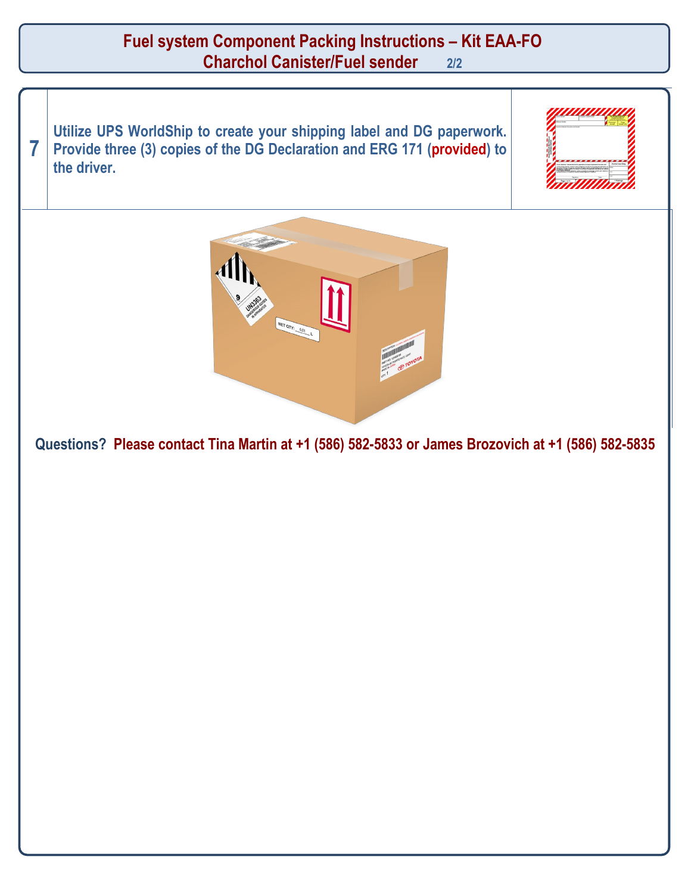# Fuel system Component Packing Instructions – Kit EAA-FO
## Charchol Canister/Fuel sender

| | |
|---|---|
| 7 | Utilize UPS WorldShip to create your shipping label and DG paperwork. Provide three (3) copies of the DG Declaration and ERG 171 (provided) to the driver. |

**Questions? Please contact Tina Martin at +1 (586) 582-5833 or James Brozovich at +1 (586) 582-5835**